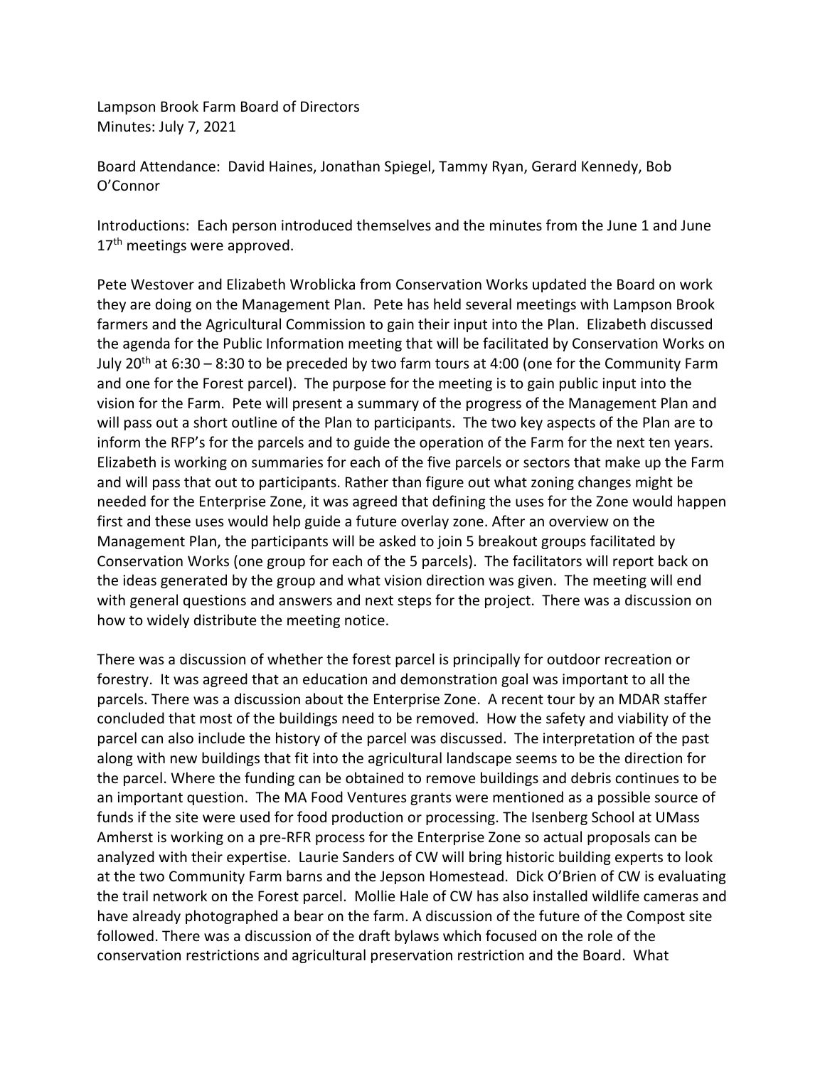Lampson Brook Farm Board of Directors
Minutes: July 7, 2021

Board Attendance: David Haines, Jonathan Spiegel, Tammy Ryan, Gerard Kennedy, Bob O'Connor

Introductions: Each person introduced themselves and the minutes from the June 1 and June 17th meetings were approved.

Pete Westover and Elizabeth Wroblicka from Conservation Works updated the Board on work they are doing on the Management Plan. Pete has held several meetings with Lampson Brook farmers and the Agricultural Commission to gain their input into the Plan. Elizabeth discussed the agenda for the Public Information meeting that will be facilitated by Conservation Works on July 20th at 6:30 – 8:30 to be preceded by two farm tours at 4:00 (one for the Community Farm and one for the Forest parcel). The purpose for the meeting is to gain public input into the vision for the Farm. Pete will present a summary of the progress of the Management Plan and will pass out a short outline of the Plan to participants. The two key aspects of the Plan are to inform the RFP's for the parcels and to guide the operation of the Farm for the next ten years. Elizabeth is working on summaries for each of the five parcels or sectors that make up the Farm and will pass that out to participants. Rather than figure out what zoning changes might be needed for the Enterprise Zone, it was agreed that defining the uses for the Zone would happen first and these uses would help guide a future overlay zone. After an overview on the Management Plan, the participants will be asked to join 5 breakout groups facilitated by Conservation Works (one group for each of the 5 parcels). The facilitators will report back on the ideas generated by the group and what vision direction was given. The meeting will end with general questions and answers and next steps for the project. There was a discussion on how to widely distribute the meeting notice.

There was a discussion of whether the forest parcel is principally for outdoor recreation or forestry. It was agreed that an education and demonstration goal was important to all the parcels. There was a discussion about the Enterprise Zone. A recent tour by an MDAR staffer concluded that most of the buildings need to be removed. How the safety and viability of the parcel can also include the history of the parcel was discussed. The interpretation of the past along with new buildings that fit into the agricultural landscape seems to be the direction for the parcel. Where the funding can be obtained to remove buildings and debris continues to be an important question. The MA Food Ventures grants were mentioned as a possible source of funds if the site were used for food production or processing. The Isenberg School at UMass Amherst is working on a pre-RFR process for the Enterprise Zone so actual proposals can be analyzed with their expertise. Laurie Sanders of CW will bring historic building experts to look at the two Community Farm barns and the Jepson Homestead. Dick O'Brien of CW is evaluating the trail network on the Forest parcel. Mollie Hale of CW has also installed wildlife cameras and have already photographed a bear on the farm. A discussion of the future of the Compost site followed. There was a discussion of the draft bylaws which focused on the role of the conservation restrictions and agricultural preservation restriction and the Board. What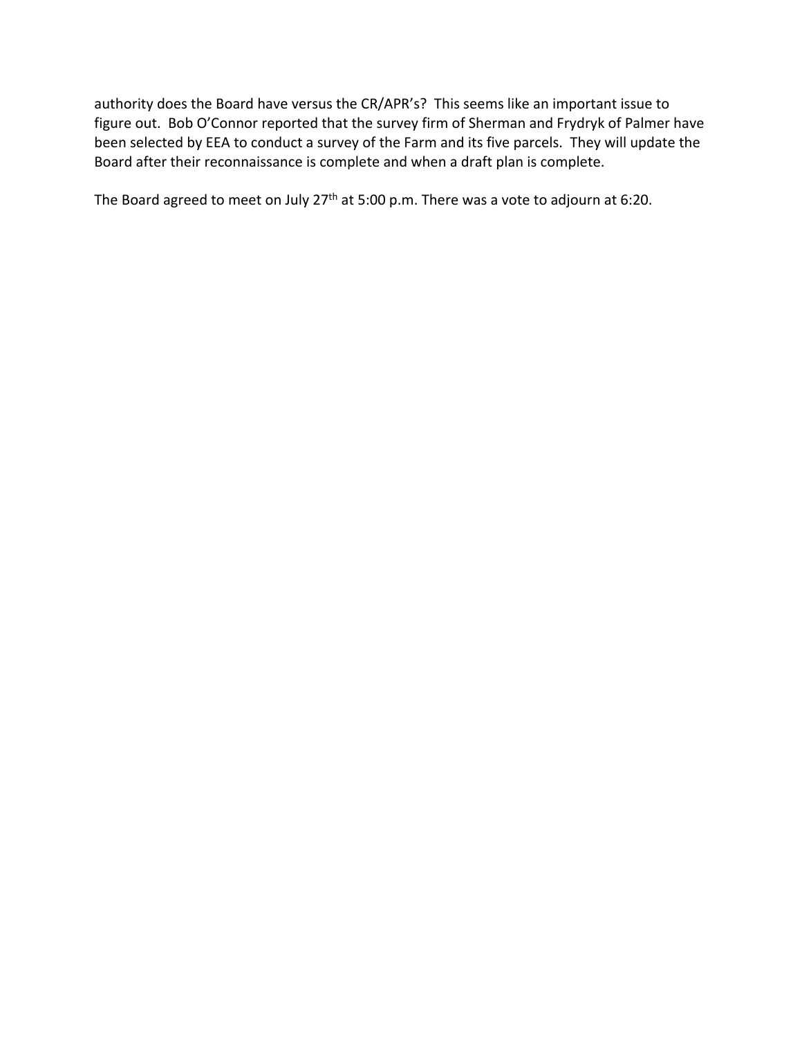authority does the Board have versus the CR/APR's? This seems like an important issue to figure out. Bob O'Connor reported that the survey firm of Sherman and Frydryk of Palmer have been selected by EEA to conduct a survey of the Farm and its five parcels. They will update the Board after their reconnaissance is complete and when a draft plan is complete.

The Board agreed to meet on July 27th at 5:00 p.m. There was a vote to adjourn at 6:20.